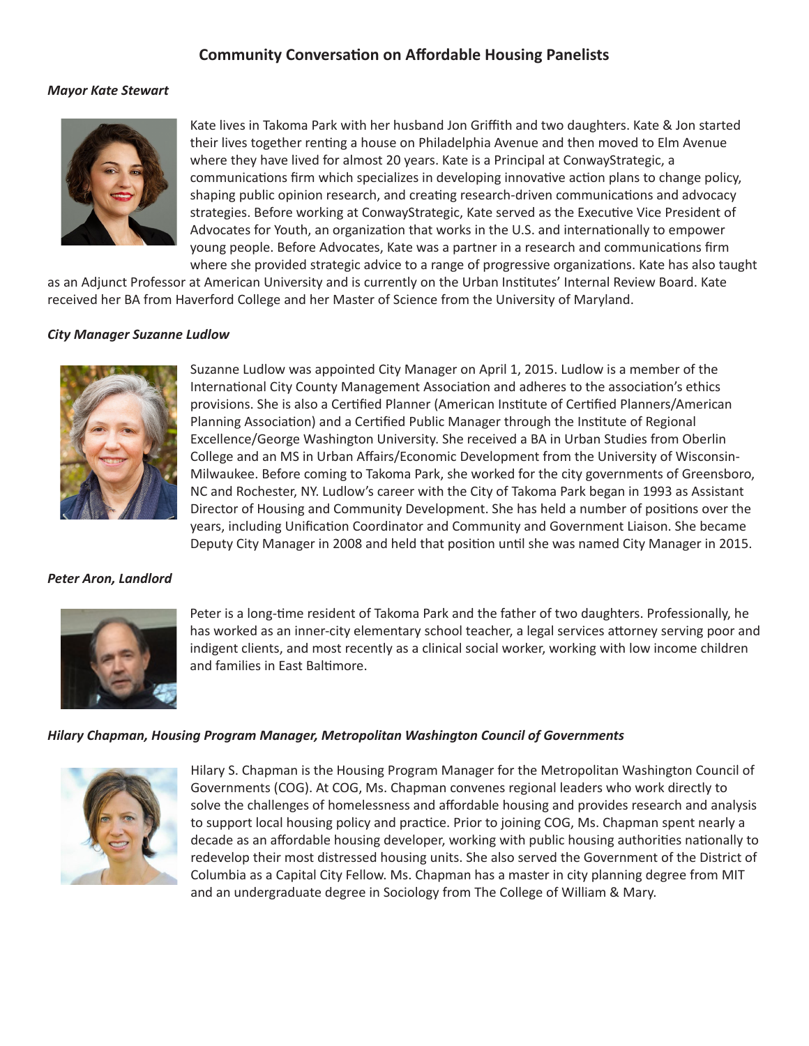# Community Conversation on Affordable Housing Panelists

***Mayor Kate Stewart***

Kate lives in Takoma Park with her husband Jon Griffith and two daughters. Kate & Jon started their lives together renting a house on Philadelphia Avenue and then moved to Elm Avenue where they have lived for almost 20 years. Kate is a Principal at ConwayStrategic, a communications firm which specializes in developing innovative action plans to change policy, shaping public opinion research, and creating research-driven communications and advocacy strategies. Before working at ConwayStrategic, Kate served as the Executive Vice President of Advocates for Youth, an organization that works in the U.S. and internationally to empower young people. Before Advocates, Kate was a partner in a research and communications firm where she provided strategic advice to a range of progressive organizations. Kate has also taught as an Adjunct Professor at American University and is currently on the Urban Institutes' Internal Review Board. Kate received her BA from Haverford College and her Master of Science from the University of Maryland.

***City Manager Suzanne Ludlow***

Suzanne Ludlow was appointed City Manager on April 1, 2015. Ludlow is a member of the International City County Management Association and adheres to the association's ethics provisions. She is also a Certified Planner (American Institute of Certified Planners/American Planning Association) and a Certified Public Manager through the Institute of Regional Excellence/George Washington University. She received a BA in Urban Studies from Oberlin College and an MS in Urban Affairs/Economic Development from the University of Wisconsin-Milwaukee. Before coming to Takoma Park, she worked for the city governments of Greensboro, NC and Rochester, NY. Ludlow's career with the City of Takoma Park began in 1993 as Assistant Director of Housing and Community Development. She has held a number of positions over the years, including Unification Coordinator and Community and Government Liaison. She became Deputy City Manager in 2008 and held that position until she was named City Manager in 2015.

***Peter Aron, Landlord***

Peter is a long-time resident of Takoma Park and the father of two daughters. Professionally, he has worked as an inner-city elementary school teacher, a legal services attorney serving poor and indigent clients, and most recently as a clinical social worker, working with low income children and families in East Baltimore.

***Hilary Chapman, Housing Program Manager, Metropolitan Washington Council of Governments***

Hilary S. Chapman is the Housing Program Manager for the Metropolitan Washington Council of Governments (COG). At COG, Ms. Chapman convenes regional leaders who work directly to solve the challenges of homelessness and affordable housing and provides research and analysis to support local housing policy and practice. Prior to joining COG, Ms. Chapman spent nearly a decade as an affordable housing developer, working with public housing authorities nationally to redevelop their most distressed housing units. She also served the Government of the District of Columbia as a Capital City Fellow. Ms. Chapman has a master in city planning degree from MIT and an undergraduate degree in Sociology from The College of William & Mary.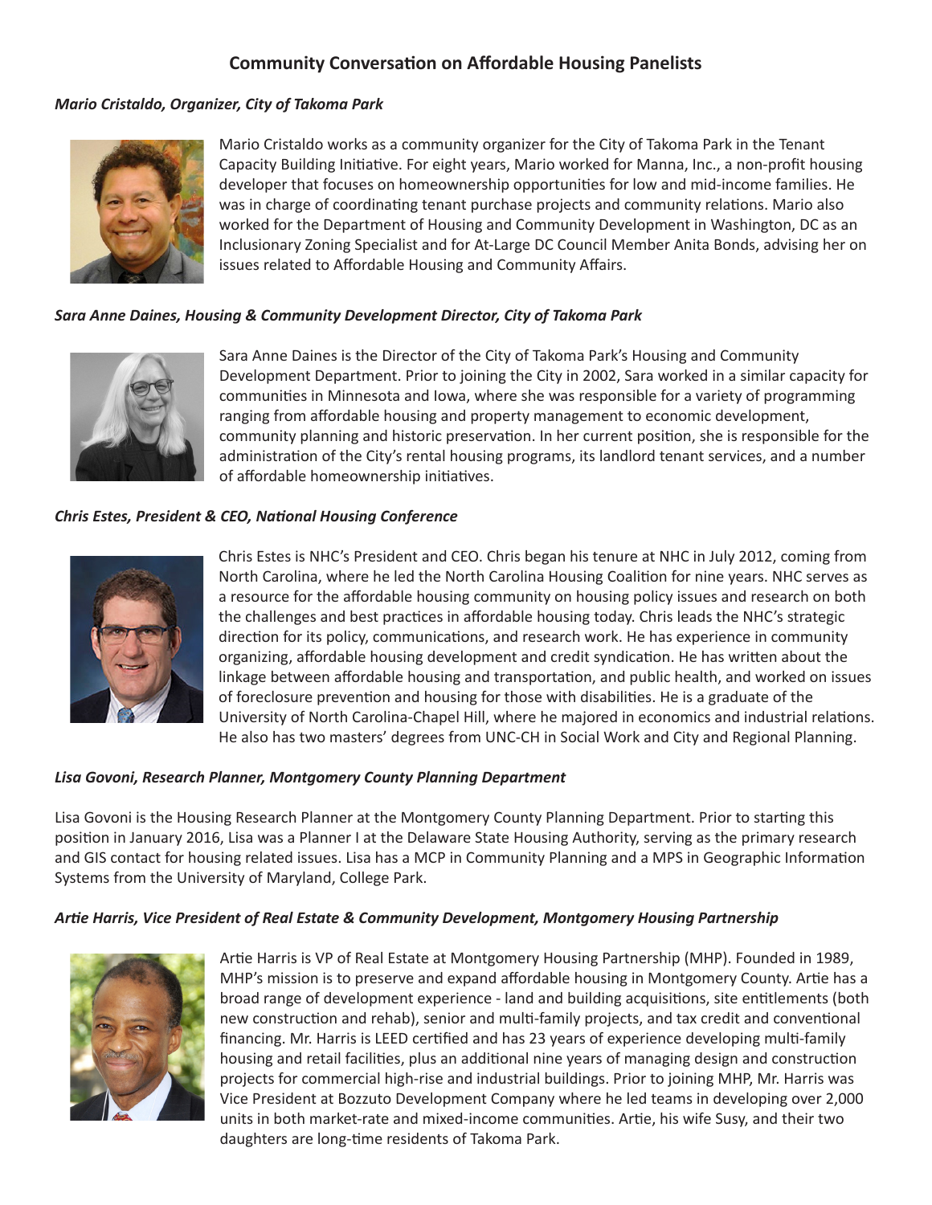# Community Conversation on Affordable Housing Panelists

***Mario Cristaldo, Organizer, City of Takoma Park***

Mario Cristaldo works as a community organizer for the City of Takoma Park in the Tenant Capacity Building Initiative. For eight years, Mario worked for Manna, Inc., a non-profit housing developer that focuses on homeownership opportunities for low and mid-income families. He was in charge of coordinating tenant purchase projects and community relations. Mario also worked for the Department of Housing and Community Development in Washington, DC as an Inclusionary Zoning Specialist and for At-Large DC Council Member Anita Bonds, advising her on issues related to Affordable Housing and Community Affairs.

***Sara Anne Daines, Housing & Community Development Director, City of Takoma Park***

Sara Anne Daines is the Director of the City of Takoma Park's Housing and Community Development Department. Prior to joining the City in 2002, Sara worked in a similar capacity for communities in Minnesota and Iowa, where she was responsible for a variety of programming ranging from affordable housing and property management to economic development, community planning and historic preservation. In her current position, she is responsible for the administration of the City's rental housing programs, its landlord tenant services, and a number of affordable homeownership initiatives.

***Chris Estes, President & CEO, National Housing Conference***

Chris Estes is NHC's President and CEO. Chris began his tenure at NHC in July 2012, coming from North Carolina, where he led the North Carolina Housing Coalition for nine years. NHC serves as a resource for the affordable housing community on housing policy issues and research on both the challenges and best practices in affordable housing today. Chris leads the NHC's strategic direction for its policy, communications, and research work. He has experience in community organizing, affordable housing development and credit syndication. He has written about the linkage between affordable housing and transportation, and public health, and worked on issues of foreclosure prevention and housing for those with disabilities. He is a graduate of the University of North Carolina-Chapel Hill, where he majored in economics and industrial relations. He also has two masters' degrees from UNC-CH in Social Work and City and Regional Planning.

***Lisa Govoni, Research Planner, Montgomery County Planning Department***

Lisa Govoni is the Housing Research Planner at the Montgomery County Planning Department. Prior to starting this position in January 2016, Lisa was a Planner I at the Delaware State Housing Authority, serving as the primary research and GIS contact for housing related issues. Lisa has a MCP in Community Planning and a MPS in Geographic Information Systems from the University of Maryland, College Park.

***Artie Harris, Vice President of Real Estate & Community Development, Montgomery Housing Partnership***

Artie Harris is VP of Real Estate at Montgomery Housing Partnership (MHP). Founded in 1989, MHP's mission is to preserve and expand affordable housing in Montgomery County. Artie has a broad range of development experience - land and building acquisitions, site entitlements (both new construction and rehab), senior and multi-family projects, and tax credit and conventional financing. Mr. Harris is LEED certified and has 23 years of experience developing multi-family housing and retail facilities, plus an additional nine years of managing design and construction projects for commercial high-rise and industrial buildings. Prior to joining MHP, Mr. Harris was Vice President at Bozzuto Development Company where he led teams in developing over 2,000 units in both market-rate and mixed-income communities. Artie, his wife Susy, and their two daughters are long-time residents of Takoma Park.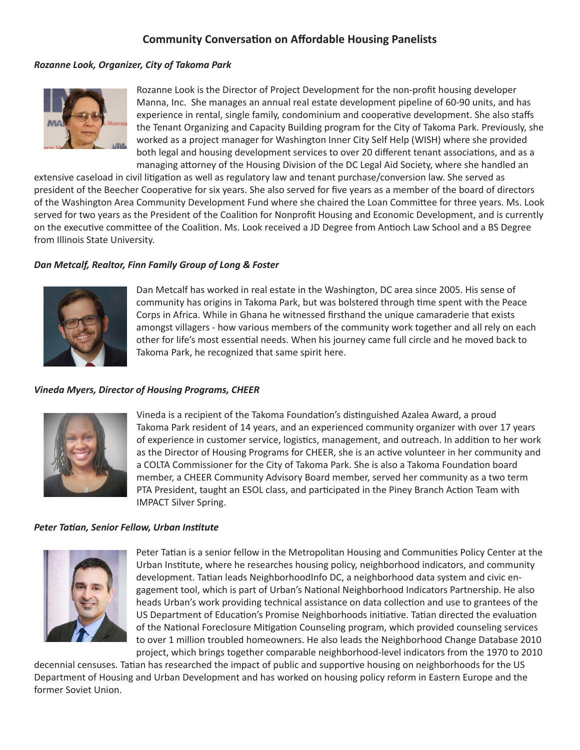## Community Conversation on Affordable Housing Panelists

***Rozanne Look, Organizer, City of Takoma Park***

Rozanne Look is the Director of Project Development for the non-profit housing developer Manna, Inc. She manages an annual real estate development pipeline of 60-90 units, and has experience in rental, single family, condominium and cooperative development. She also staffs the Tenant Organizing and Capacity Building program for the City of Takoma Park. Previously, she worked as a project manager for Washington Inner City Self Help (WISH) where she provided both legal and housing development services to over 20 different tenant associations, and as a managing attorney of the Housing Division of the DC Legal Aid Society, where she handled an extensive caseload in civil litigation as well as regulatory law and tenant purchase/conversion law. She served as president of the Beecher Cooperative for six years. She also served for five years as a member of the board of directors of the Washington Area Community Development Fund where she chaired the Loan Committee for three years. Ms. Look served for two years as the President of the Coalition for Nonprofit Housing and Economic Development, and is currently on the executive committee of the Coalition. Ms. Look received a JD Degree from Antioch Law School and a BS Degree from Illinois State University.

***Dan Metcalf, Realtor, Finn Family Group of Long & Foster***

Dan Metcalf has worked in real estate in the Washington, DC area since 2005. His sense of community has origins in Takoma Park, but was bolstered through time spent with the Peace Corps in Africa. While in Ghana he witnessed firsthand the unique camaraderie that exists amongst villagers - how various members of the community work together and all rely on each other for life's most essential needs. When his journey came full circle and he moved back to Takoma Park, he recognized that same spirit here.

***Vineda Myers, Director of Housing Programs, CHEER***

Vineda is a recipient of the Takoma Foundation's distinguished Azalea Award, a proud Takoma Park resident of 14 years, and an experienced community organizer with over 17 years of experience in customer service, logistics, management, and outreach. In addition to her work as the Director of Housing Programs for CHEER, she is an active volunteer in her community and a COLTA Commissioner for the City of Takoma Park. She is also a Takoma Foundation board member, a CHEER Community Advisory Board member, served her community as a two term PTA President, taught an ESOL class, and participated in the Piney Branch Action Team with IMPACT Silver Spring.

***Peter Tatian, Senior Fellow, Urban Institute***

Peter Tatian is a senior fellow in the Metropolitan Housing and Communities Policy Center at the Urban Institute, where he researches housing policy, neighborhood indicators, and community development. Tatian leads NeighborhoodInfo DC, a neighborhood data system and civic engagement tool, which is part of Urban's National Neighborhood Indicators Partnership. He also heads Urban's work providing technical assistance on data collection and use to grantees of the US Department of Education's Promise Neighborhoods initiative. Tatian directed the evaluation of the National Foreclosure Mitigation Counseling program, which provided counseling services to over 1 million troubled homeowners. He also leads the Neighborhood Change Database 2010 project, which brings together comparable neighborhood-level indicators from the 1970 to 2010 decennial censuses. Tatian has researched the impact of public and supportive housing on neighborhoods for the US Department of Housing and Urban Development and has worked on housing policy reform in Eastern Europe and the former Soviet Union.